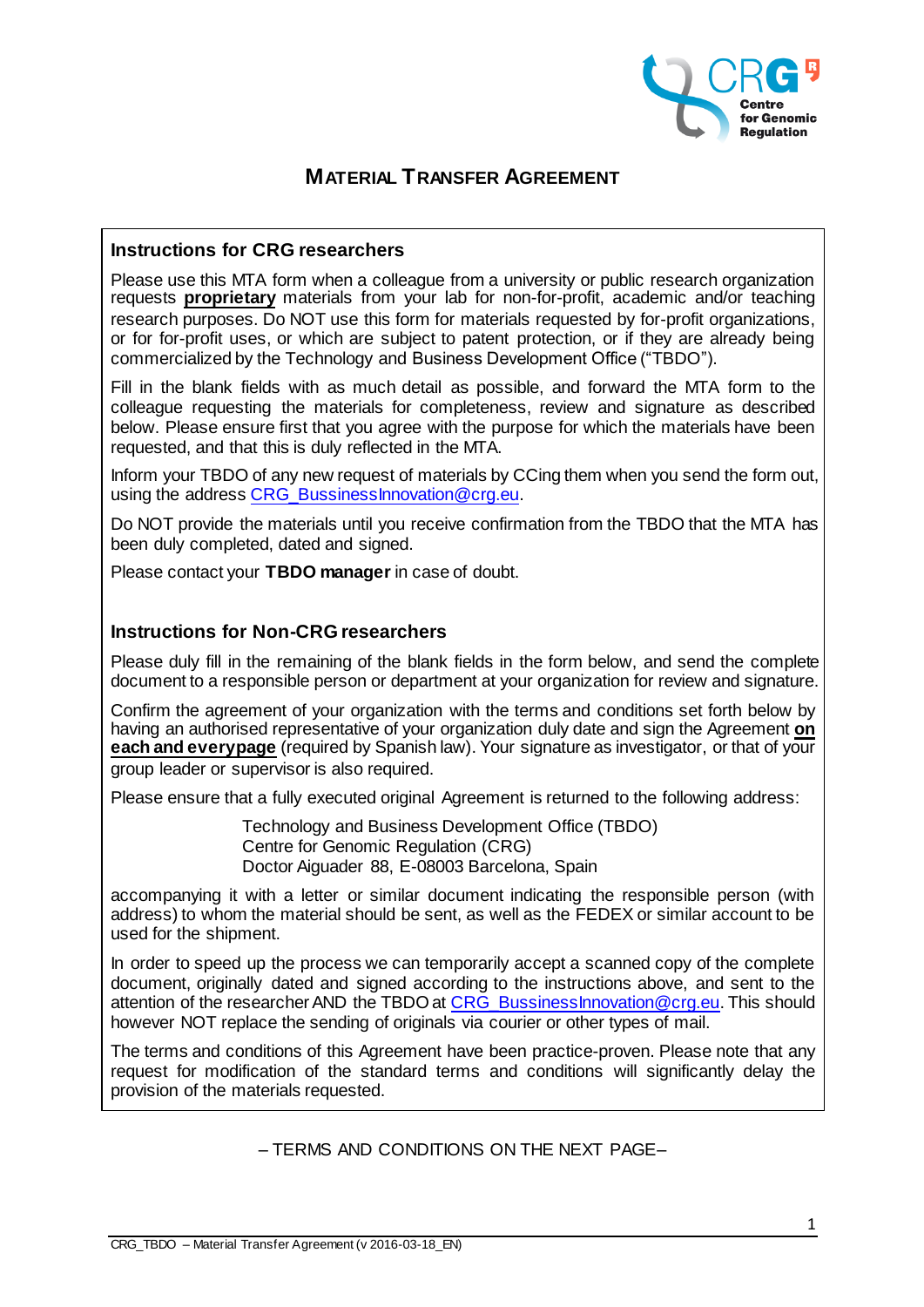# MATERIAL TRANSFER AGREEMENT

## Instructions for CRG researchers

Please use this MTA form when a colleague from a university or public research organization requests **proprietary** materials from your lab for non-for-profit, academic and/or teaching research purposes. Do NOT use this form for materials requested by for-profit organizations, or for for-profit uses, or which are subject to patent protection, or if they are already being commercialized by the Technology and Business Development Office ("TBDO").

Fill in the blank fields with as much detail as possible, and forward the MTA form to the colleague requesting the materials for completeness, review and signature as described below. Please ensure first that you agree with the purpose for which the materials have been requested, and that this is duly reflected in the MTA.

Inform your TBDO of any new request of materials by CCing them when you send the form out, using the address CRG_BussinessInnovation@crg.eu.

Do NOT provide the materials until you receive confirmation from the TBDO that the MTA has been duly completed, dated and signed.

Please contact your **TBDO manager** in case of doubt.

## Instructions for Non-CRG researchers

Please duly fill in the remaining of the blank fields in the form below, and send the complete document to a responsible person or department at your organization for review and signature.

Confirm the agreement of your organization with the terms and conditions set forth below by having an authorised representative of your organization duly date and sign the Agreement **on each and everypage** (required by Spanish law). Your signature as investigator, or that of your group leader or supervisor is also required.

Please ensure that a fully executed original Agreement is returned to the following address:

Technology and Business Development Office (TBDO)
Centre for Genomic Regulation (CRG)
Doctor Aiguader 88, E-08003 Barcelona, Spain

accompanying it with a letter or similar document indicating the responsible person (with address) to whom the material should be sent, as well as the FEDEX or similar account to be used for the shipment.

In order to speed up the process we can temporarily accept a scanned copy of the complete document, originally dated and signed according to the instructions above, and sent to the attention of the researcher AND the TBDO at CRG_BussinessInnovation@crg.eu. This should however NOT replace the sending of originals via courier or other types of mail.

The terms and conditions of this Agreement have been practice-proven. Please note that any request for modification of the standard terms and conditions will significantly delay the provision of the materials requested.

– TERMS AND CONDITIONS ON THE NEXT PAGE–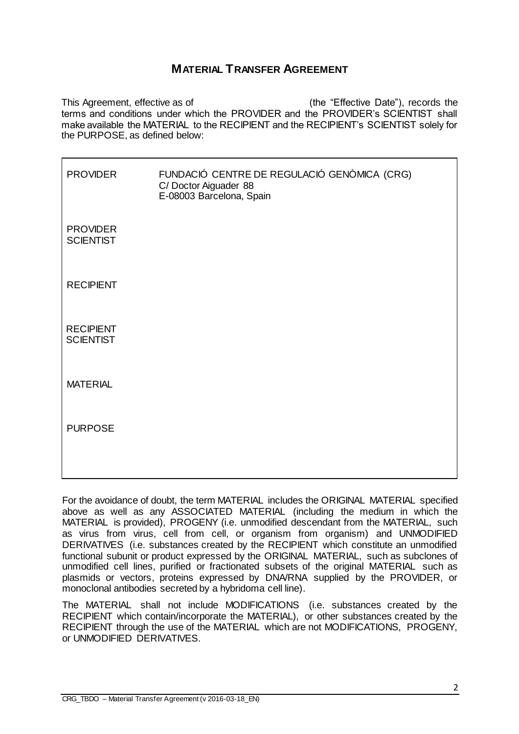# MATERIAL TRANSFER AGREEMENT

This Agreement, effective as of (the "Effective Date"), records the terms and conditions under which the PROVIDER and the PROVIDER's SCIENTIST shall make available the MATERIAL to the RECIPIENT and the RECIPIENT's SCIENTIST solely for the PURPOSE, as defined below:

| | |
|---|---|
| PROVIDER | FUNDACIÓ CENTRE DE REGULACIÓ GENÒMICA (CRG)<br>C/ Doctor Aiguader 88<br>E-08003 Barcelona, Spain |
| PROVIDER SCIENTIST | |
| RECIPIENT | |
| RECIPIENT SCIENTIST | |
| MATERIAL | |
| PURPOSE | |

For the avoidance of doubt, the term MATERIAL includes the ORIGINAL MATERIAL specified above as well as any ASSOCIATED MATERIAL (including the medium in which the MATERIAL is provided), PROGENY (i.e. unmodified descendant from the MATERIAL, such as virus from virus, cell from cell, or organism from organism) and UNMODIFIED DERIVATIVES (i.e. substances created by the RECIPIENT which constitute an unmodified functional subunit or product expressed by the ORIGINAL MATERIAL, such as subclones of unmodified cell lines, purified or fractionated subsets of the original MATERIAL such as plasmids or vectors, proteins expressed by DNA/RNA supplied by the PROVIDER, or monoclonal antibodies secreted by a hybridoma cell line).

The MATERIAL shall not include MODIFICATIONS (i.e. substances created by the RECIPIENT which contain/incorporate the MATERIAL), or other substances created by the RECIPIENT through the use of the MATERIAL which are not MODIFICATIONS, PROGENY, or UNMODIFIED DERIVATIVES.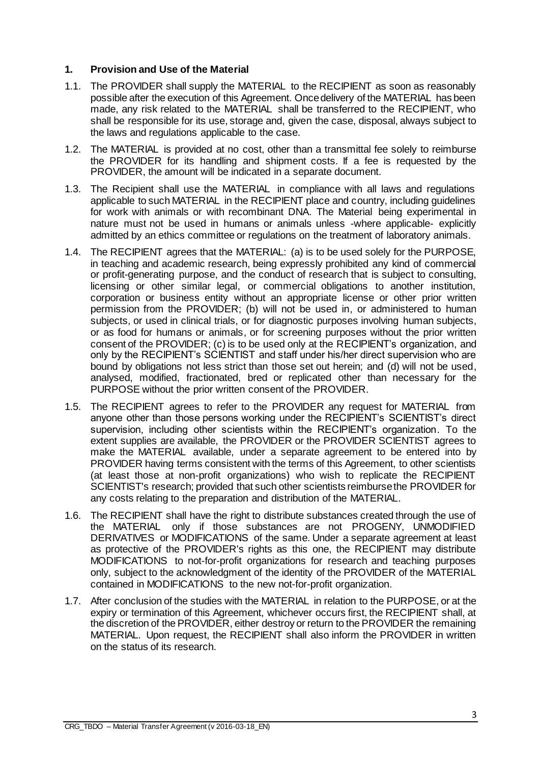## 1. Provision and Use of the Material

1.1. The PROVIDER shall supply the MATERIAL to the RECIPIENT as soon as reasonably possible after the execution of this Agreement. Once delivery of the MATERIAL has been made, any risk related to the MATERIAL shall be transferred to the RECIPIENT, who shall be responsible for its use, storage and, given the case, disposal, always subject to the laws and regulations applicable to the case.

1.2. The MATERIAL is provided at no cost, other than a transmittal fee solely to reimburse the PROVIDER for its handling and shipment costs. If a fee is requested by the PROVIDER, the amount will be indicated in a separate document.

1.3. The Recipient shall use the MATERIAL in compliance with all laws and regulations applicable to such MATERIAL in the RECIPIENT place and country, including guidelines for work with animals or with recombinant DNA. The Material being experimental in nature must not be used in humans or animals unless -where applicable- explicitly admitted by an ethics committee or regulations on the treatment of laboratory animals.

1.4. The RECIPIENT agrees that the MATERIAL: (a) is to be used solely for the PURPOSE, in teaching and academic research, being expressly prohibited any kind of commercial or profit-generating purpose, and the conduct of research that is subject to consulting, licensing or other similar legal, or commercial obligations to another institution, corporation or business entity without an appropriate license or other prior written permission from the PROVIDER; (b) will not be used in, or administered to human subjects, or used in clinical trials, or for diagnostic purposes involving human subjects, or as food for humans or animals, or for screening purposes without the prior written consent of the PROVIDER; (c) is to be used only at the RECIPIENT's organization, and only by the RECIPIENT's SCIENTIST and staff under his/her direct supervision who are bound by obligations not less strict than those set out herein; and (d) will not be used, analysed, modified, fractionated, bred or replicated other than necessary for the PURPOSE without the prior written consent of the PROVIDER.

1.5. The RECIPIENT agrees to refer to the PROVIDER any request for MATERIAL from anyone other than those persons working under the RECIPIENT's SCIENTIST's direct supervision, including other scientists within the RECIPIENT's organization. To the extent supplies are available, the PROVIDER or the PROVIDER SCIENTIST agrees to make the MATERIAL available, under a separate agreement to be entered into by PROVIDER having terms consistent with the terms of this Agreement, to other scientists (at least those at non-profit organizations) who wish to replicate the RECIPIENT SCIENTIST's research; provided that such other scientists reimburse the PROVIDER for any costs relating to the preparation and distribution of the MATERIAL.

1.6. The RECIPIENT shall have the right to distribute substances created through the use of the MATERIAL only if those substances are not PROGENY, UNMODIFIED DERIVATIVES or MODIFICATIONS of the same. Under a separate agreement at least as protective of the PROVIDER's rights as this one, the RECIPIENT may distribute MODIFICATIONS to not-for-profit organizations for research and teaching purposes only, subject to the acknowledgment of the identity of the PROVIDER of the MATERIAL contained in MODIFICATIONS to the new not-for-profit organization.

1.7. After conclusion of the studies with the MATERIAL in relation to the PURPOSE, or at the expiry or termination of this Agreement, whichever occurs first, the RECIPIENT shall, at the discretion of the PROVIDER, either destroy or return to the PROVIDER the remaining MATERIAL. Upon request, the RECIPIENT shall also inform the PROVIDER in written on the status of its research.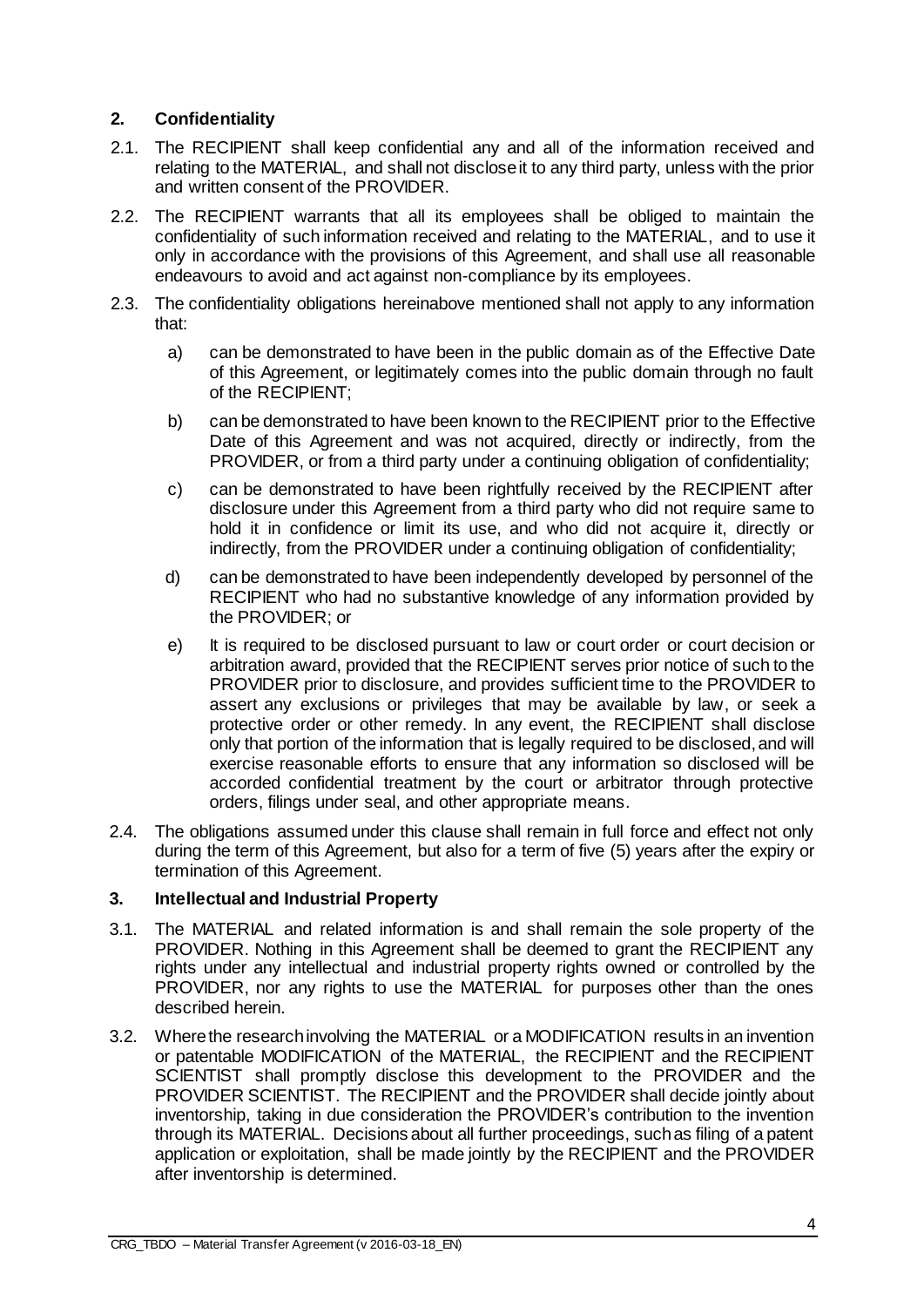## 2. Confidentiality

2.1. The RECIPIENT shall keep confidential any and all of the information received and relating to the MATERIAL, and shall not disclose it to any third party, unless with the prior and written consent of the PROVIDER.

2.2. The RECIPIENT warrants that all its employees shall be obliged to maintain the confidentiality of such information received and relating to the MATERIAL, and to use it only in accordance with the provisions of this Agreement, and shall use all reasonable endeavours to avoid and act against non-compliance by its employees.

2.3. The confidentiality obligations hereinabove mentioned shall not apply to any information that:

a) can be demonstrated to have been in the public domain as of the Effective Date of this Agreement, or legitimately comes into the public domain through no fault of the RECIPIENT;

b) can be demonstrated to have been known to the RECIPIENT prior to the Effective Date of this Agreement and was not acquired, directly or indirectly, from the PROVIDER, or from a third party under a continuing obligation of confidentiality;

c) can be demonstrated to have been rightfully received by the RECIPIENT after disclosure under this Agreement from a third party who did not require same to hold it in confidence or limit its use, and who did not acquire it, directly or indirectly, from the PROVIDER under a continuing obligation of confidentiality;

d) can be demonstrated to have been independently developed by personnel of the RECIPIENT who had no substantive knowledge of any information provided by the PROVIDER; or

e) It is required to be disclosed pursuant to law or court order or court decision or arbitration award, provided that the RECIPIENT serves prior notice of such to the PROVIDER prior to disclosure, and provides sufficient time to the PROVIDER to assert any exclusions or privileges that may be available by law, or seek a protective order or other remedy. In any event, the RECIPIENT shall disclose only that portion of the information that is legally required to be disclosed, and will exercise reasonable efforts to ensure that any information so disclosed will be accorded confidential treatment by the court or arbitrator through protective orders, filings under seal, and other appropriate means.

2.4. The obligations assumed under this clause shall remain in full force and effect not only during the term of this Agreement, but also for a term of five (5) years after the expiry or termination of this Agreement.

## 3. Intellectual and Industrial Property

3.1. The MATERIAL and related information is and shall remain the sole property of the PROVIDER. Nothing in this Agreement shall be deemed to grant the RECIPIENT any rights under any intellectual and industrial property rights owned or controlled by the PROVIDER, nor any rights to use the MATERIAL for purposes other than the ones described herein.

3.2. Where the research involving the MATERIAL or a MODIFICATION results in an invention or patentable MODIFICATION of the MATERIAL, the RECIPIENT and the RECIPIENT SCIENTIST shall promptly disclose this development to the PROVIDER and the PROVIDER SCIENTIST. The RECIPIENT and the PROVIDER shall decide jointly about inventorship, taking in due consideration the PROVIDER's contribution to the invention through its MATERIAL. Decisions about all further proceedings, such as filing of a patent application or exploitation, shall be made jointly by the RECIPIENT and the PROVIDER after inventorship is determined.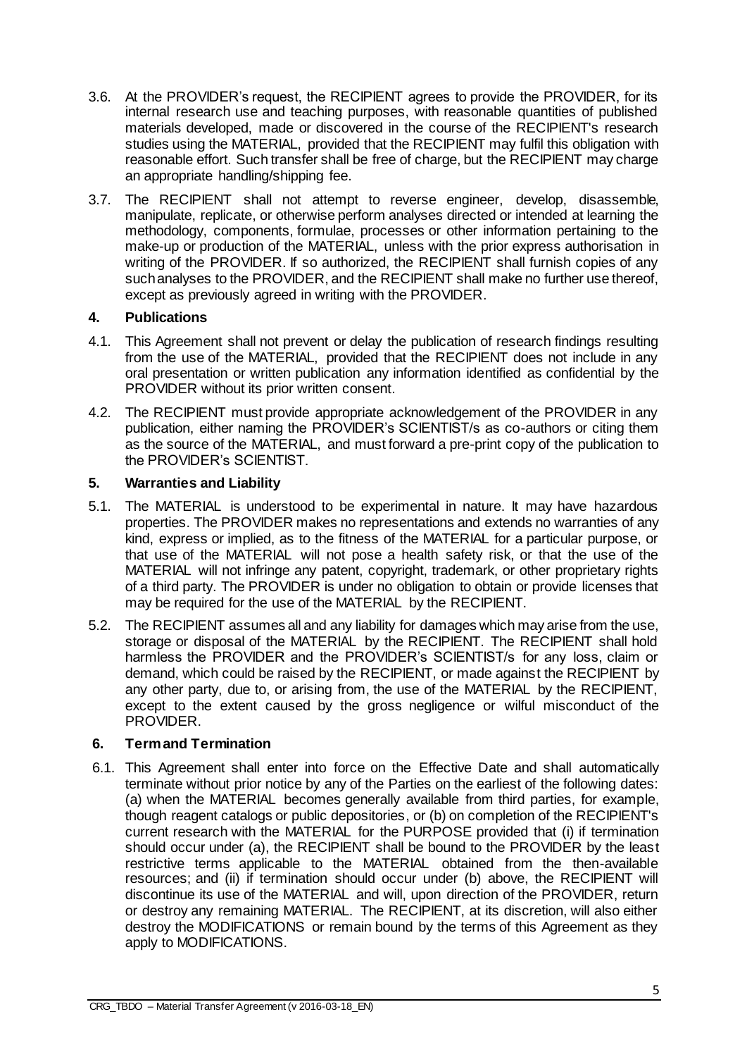3.6. At the PROVIDER's request, the RECIPIENT agrees to provide the PROVIDER, for its internal research use and teaching purposes, with reasonable quantities of published materials developed, made or discovered in the course of the RECIPIENT's research studies using the MATERIAL, provided that the RECIPIENT may fulfil this obligation with reasonable effort. Such transfer shall be free of charge, but the RECIPIENT may charge an appropriate handling/shipping fee.

3.7. The RECIPIENT shall not attempt to reverse engineer, develop, disassemble, manipulate, replicate, or otherwise perform analyses directed or intended at learning the methodology, components, formulae, processes or other information pertaining to the make-up or production of the MATERIAL, unless with the prior express authorisation in writing of the PROVIDER. If so authorized, the RECIPIENT shall furnish copies of any such analyses to the PROVIDER, and the RECIPIENT shall make no further use thereof, except as previously agreed in writing with the PROVIDER.

## 4. Publications

4.1. This Agreement shall not prevent or delay the publication of research findings resulting from the use of the MATERIAL, provided that the RECIPIENT does not include in any oral presentation or written publication any information identified as confidential by the PROVIDER without its prior written consent.

4.2. The RECIPIENT must provide appropriate acknowledgement of the PROVIDER in any publication, either naming the PROVIDER's SCIENTIST/s as co-authors or citing them as the source of the MATERIAL, and must forward a pre-print copy of the publication to the PROVIDER's SCIENTIST.

## 5. Warranties and Liability

5.1. The MATERIAL is understood to be experimental in nature. It may have hazardous properties. The PROVIDER makes no representations and extends no warranties of any kind, express or implied, as to the fitness of the MATERIAL for a particular purpose, or that use of the MATERIAL will not pose a health safety risk, or that the use of the MATERIAL will not infringe any patent, copyright, trademark, or other proprietary rights of a third party. The PROVIDER is under no obligation to obtain or provide licenses that may be required for the use of the MATERIAL by the RECIPIENT.

5.2. The RECIPIENT assumes all and any liability for damages which may arise from the use, storage or disposal of the MATERIAL by the RECIPIENT. The RECIPIENT shall hold harmless the PROVIDER and the PROVIDER's SCIENTIST/s for any loss, claim or demand, which could be raised by the RECIPIENT, or made against the RECIPIENT by any other party, due to, or arising from, the use of the MATERIAL by the RECIPIENT, except to the extent caused by the gross negligence or wilful misconduct of the PROVIDER.

## 6. Term and Termination

6.1. This Agreement shall enter into force on the Effective Date and shall automatically terminate without prior notice by any of the Parties on the earliest of the following dates: (a) when the MATERIAL becomes generally available from third parties, for example, though reagent catalogs or public depositories, or (b) on completion of the RECIPIENT's current research with the MATERIAL for the PURPOSE provided that (i) if termination should occur under (a), the RECIPIENT shall be bound to the PROVIDER by the least restrictive terms applicable to the MATERIAL obtained from the then-available resources; and (ii) if termination should occur under (b) above, the RECIPIENT will discontinue its use of the MATERIAL and will, upon direction of the PROVIDER, return or destroy any remaining MATERIAL. The RECIPIENT, at its discretion, will also either destroy the MODIFICATIONS or remain bound by the terms of this Agreement as they apply to MODIFICATIONS.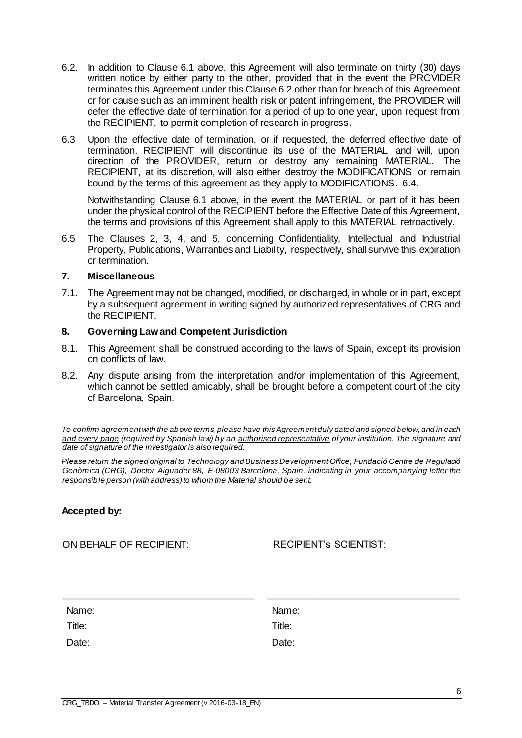6.2. In addition to Clause 6.1 above, this Agreement will also terminate on thirty (30) days written notice by either party to the other, provided that in the event the PROVIDER terminates this Agreement under this Clause 6.2 other than for breach of this Agreement or for cause such as an imminent health risk or patent infringement, the PROVIDER will defer the effective date of termination for a period of up to one year, upon request from the RECIPIENT, to permit completion of research in progress.

6.3 Upon the effective date of termination, or if requested, the deferred effective date of termination, RECIPIENT will discontinue its use of the MATERIAL and will, upon direction of the PROVIDER, return or destroy any remaining MATERIAL. The RECIPIENT, at its discretion, will also either destroy the MODIFICATIONS or remain bound by the terms of this agreement as they apply to MODIFICATIONS. 6.4.

Notwithstanding Clause 6.1 above, in the event the MATERIAL or part of it has been under the physical control of the RECIPIENT before the Effective Date of this Agreement, the terms and provisions of this Agreement shall apply to this MATERIAL retroactively.

6.5 The Clauses 2, 3, 4, and 5, concerning Confidentiality, Intellectual and Industrial Property, Publications, Warranties and Liability, respectively, shall survive this expiration or termination.

## 7. Miscellaneous

7.1. The Agreement may not be changed, modified, or discharged, in whole or in part, except by a subsequent agreement in writing signed by authorized representatives of CRG and the RECIPIENT.

## 8. Governing Law and Competent Jurisdiction

8.1. This Agreement shall be construed according to the laws of Spain, except its provision on conflicts of law.

8.2. Any dispute arising from the interpretation and/or implementation of this Agreement, which cannot be settled amicably, shall be brought before a competent court of the city of Barcelona, Spain.

*To confirm agreement with the above terms, please have this Agreement duly dated and signed below, <u>and in each and every page</u> (required by Spanish law) by an <u>authorised representative</u> of your institution. The signature and date of signature of the <u>investigator</u> is also required.*

*Please return the signed original to Technology and Business Development Office, Fundació Centre de Regulació Genòmica (CRG), Doctor Aiguader 88, E-08003 Barcelona, Spain, indicating in your accompanying letter the responsible person (with address) to whom the Material should be sent.*

**Accepted by:**

| ON BEHALF OF RECIPIENT: | RECIPIENT's SCIENTIST: |
|---|---|
| ______________________ | ______________________ |
| Name: | Name: |
| Title: | Title: |
| Date: | Date: |

CRG_TBDO – Material Transfer Agreement (v 2016-03-18_EN)